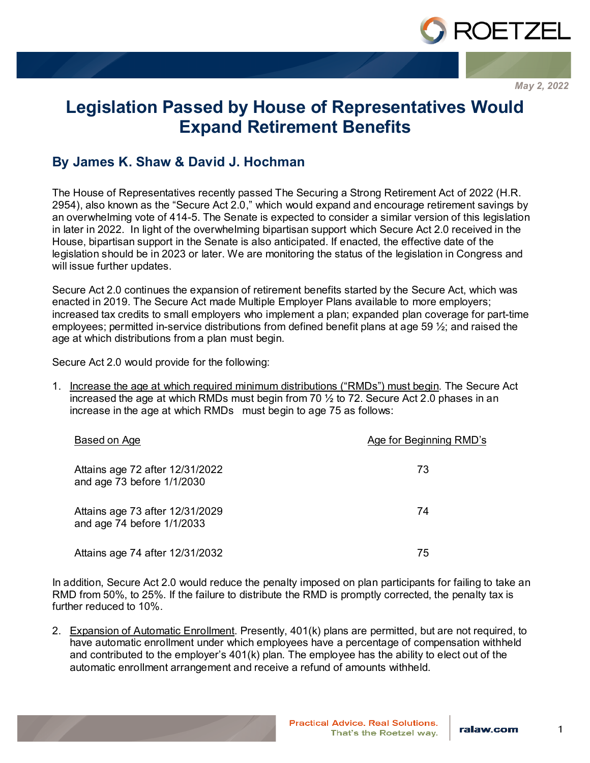May 2, 2022

# Legislation Passed by House of Representatives Would Expand Retirement Benefits

## By James K. Shaw & David J. Hochman

The House of Representatives recently passed The Securing a Strong Retirement Act of 2022 (H.R. 2954), also known as the "Secure Act 2.0," which would expand and encourage retirement savings by an overwhelming vote of 414-5. The Senate is expected to consider a similar version of this legislation in later in 2022. In light of the overwhelming bipartisan support which Secure Act 2.0 received in the House, bipartisan support in the Senate is also anticipated. If enacted, the effective date of the legislation should be in 2023 or later. We are monitoring the status of the legislation in Congress and will issue further updates.

Secure Act 2.0 continues the expansion of retirement benefits started by the Secure Act, which was enacted in 2019. The Secure Act made Multiple Employer Plans available to more employers; increased tax credits to small employers who implement a plan; expanded plan coverage for part-time employees; permitted in-service distributions from defined benefit plans at age 59 ½; and raised the age at which distributions from a plan must begin.

Secure Act 2.0 would provide for the following:

1. Increase the age at which required minimum distributions ("RMDs") must begin. The Secure Act increased the age at which RMDs must begin from 70 ½ to 72. Secure Act 2.0 phases in an increase in the age at which RMDs must begin to age 75 as follows:

| Based on Age | Age for Beginning RMD's |
|---|---|
| Attains age 72 after 12/31/2022 and age 73 before 1/1/2030 | 73 |
| Attains age 73 after 12/31/2029 and age 74 before 1/1/2033 | 74 |
| Attains age 74 after 12/31/2032 | 75 |

In addition, Secure Act 2.0 would reduce the penalty imposed on plan participants for failing to take an RMD from 50%, to 25%. If the failure to distribute the RMD is promptly corrected, the penalty tax is further reduced to 10%.

2. Expansion of Automatic Enrollment. Presently, 401(k) plans are permitted, but are not required, to have automatic enrollment under which employees have a percentage of compensation withheld and contributed to the employer's 401(k) plan. The employee has the ability to elect out of the automatic enrollment arrangement and receive a refund of amounts withheld.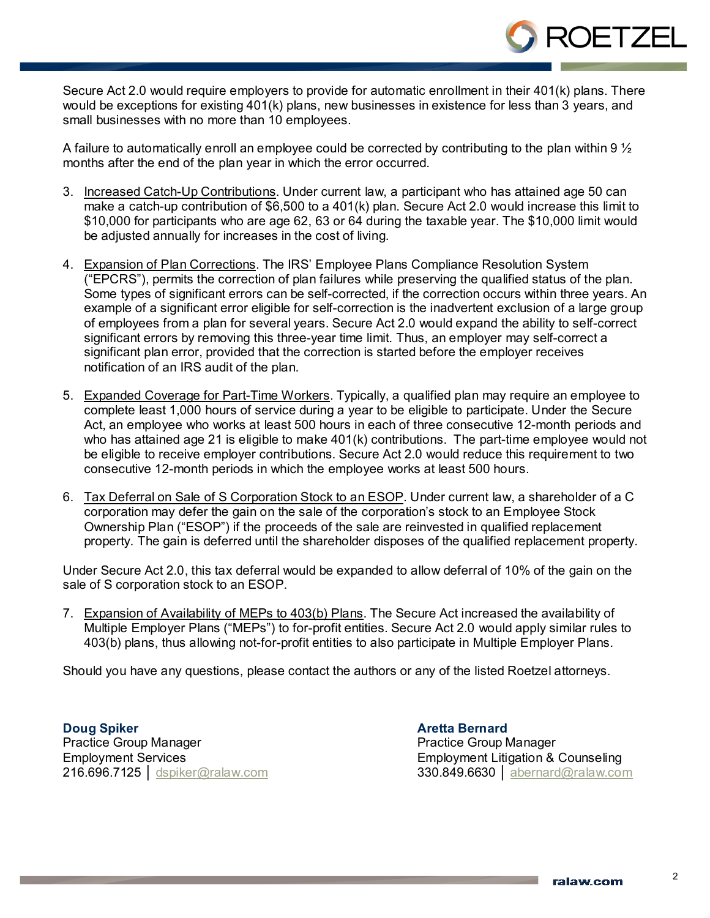Secure Act 2.0 would require employers to provide for automatic enrollment in their 401(k) plans. There would be exceptions for existing 401(k) plans, new businesses in existence for less than 3 years, and small businesses with no more than 10 employees.

A failure to automatically enroll an employee could be corrected by contributing to the plan within 9 ½ months after the end of the plan year in which the error occurred.

3. Increased Catch-Up Contributions. Under current law, a participant who has attained age 50 can make a catch-up contribution of $6,500 to a 401(k) plan. Secure Act 2.0 would increase this limit to $10,000 for participants who are age 62, 63 or 64 during the taxable year. The $10,000 limit would be adjusted annually for increases in the cost of living.

4. Expansion of Plan Corrections. The IRS' Employee Plans Compliance Resolution System ("EPCRS"), permits the correction of plan failures while preserving the qualified status of the plan. Some types of significant errors can be self-corrected, if the correction occurs within three years. An example of a significant error eligible for self-correction is the inadvertent exclusion of a large group of employees from a plan for several years. Secure Act 2.0 would expand the ability to self-correct significant errors by removing this three-year time limit. Thus, an employer may self-correct a significant plan error, provided that the correction is started before the employer receives notification of an IRS audit of the plan.

5. Expanded Coverage for Part-Time Workers. Typically, a qualified plan may require an employee to complete least 1,000 hours of service during a year to be eligible to participate. Under the Secure Act, an employee who works at least 500 hours in each of three consecutive 12-month periods and who has attained age 21 is eligible to make 401(k) contributions. The part-time employee would not be eligible to receive employer contributions. Secure Act 2.0 would reduce this requirement to two consecutive 12-month periods in which the employee works at least 500 hours.

6. Tax Deferral on Sale of S Corporation Stock to an ESOP. Under current law, a shareholder of a C corporation may defer the gain on the sale of the corporation's stock to an Employee Stock Ownership Plan ("ESOP") if the proceeds of the sale are reinvested in qualified replacement property. The gain is deferred until the shareholder disposes of the qualified replacement property.

Under Secure Act 2.0, this tax deferral would be expanded to allow deferral of 10% of the gain on the sale of S corporation stock to an ESOP.

7. Expansion of Availability of MEPs to 403(b) Plans. The Secure Act increased the availability of Multiple Employer Plans ("MEPs") to for-profit entities. Secure Act 2.0 would apply similar rules to 403(b) plans, thus allowing not-for-profit entities to also participate in Multiple Employer Plans.

Should you have any questions, please contact the authors or any of the listed Roetzel attorneys.

**Doug Spiker**
Practice Group Manager
Employment Services
216.696.7125 │ dspiker@ralaw.com

**Aretta Bernard**
Practice Group Manager
Employment Litigation & Counseling
330.849.6630 │ abernard@ralaw.com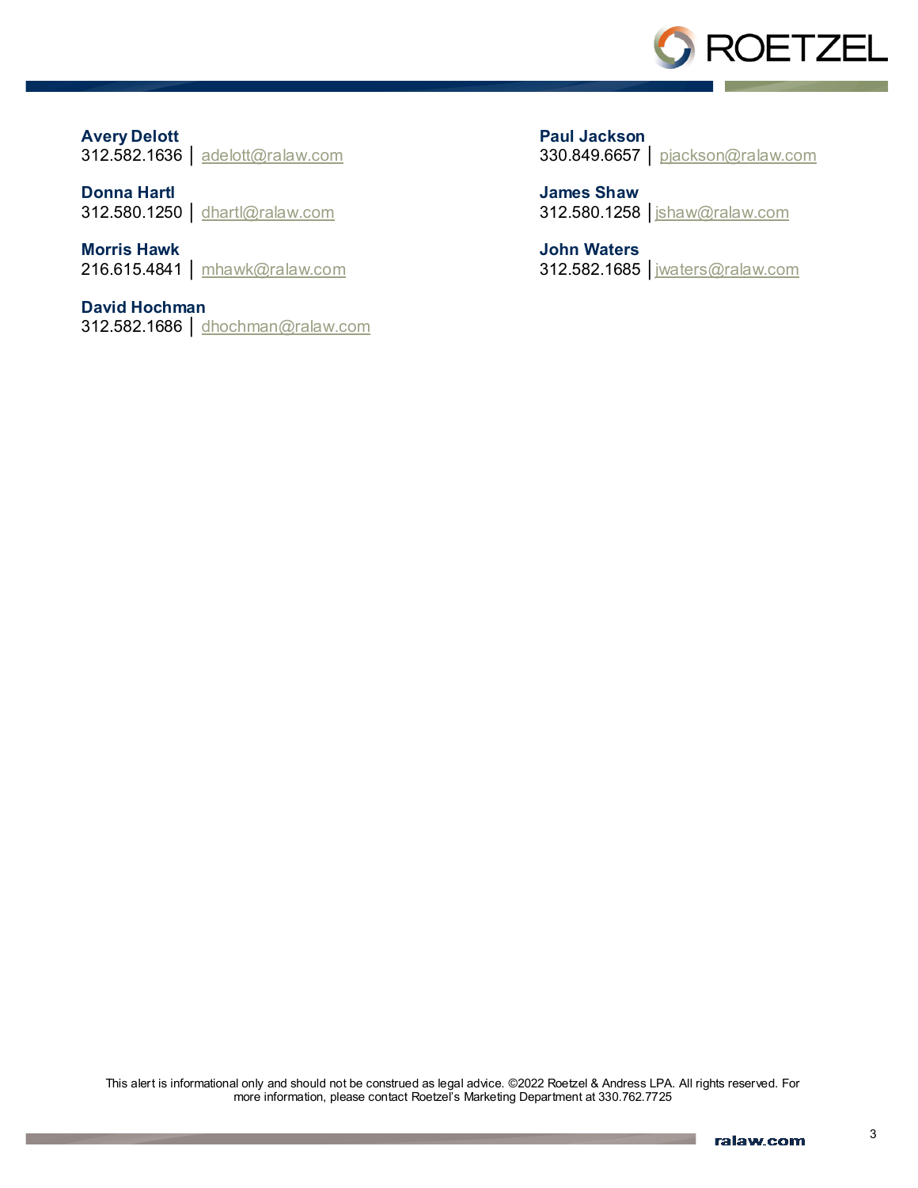**Avery Delott**
312.582.1636 │ adelott@ralaw.com

**Donna Hartl**
312.580.1250 │ dhartl@ralaw.com

**Morris Hawk**
216.615.4841 │ mhawk@ralaw.com

**David Hochman**
312.582.1686 │ dhochman@ralaw.com

**Paul Jackson**
330.849.6657 │ pjackson@ralaw.com

**James Shaw**
312.580.1258 │ jshaw@ralaw.com

**John Waters**
312.582.1685 │ jwaters@ralaw.com

This alert is informational only and should not be construed as legal advice. ©2022 Roetzel & Andress LPA. All rights reserved. For more information, please contact Roetzel's Marketing Department at 330.762.7725